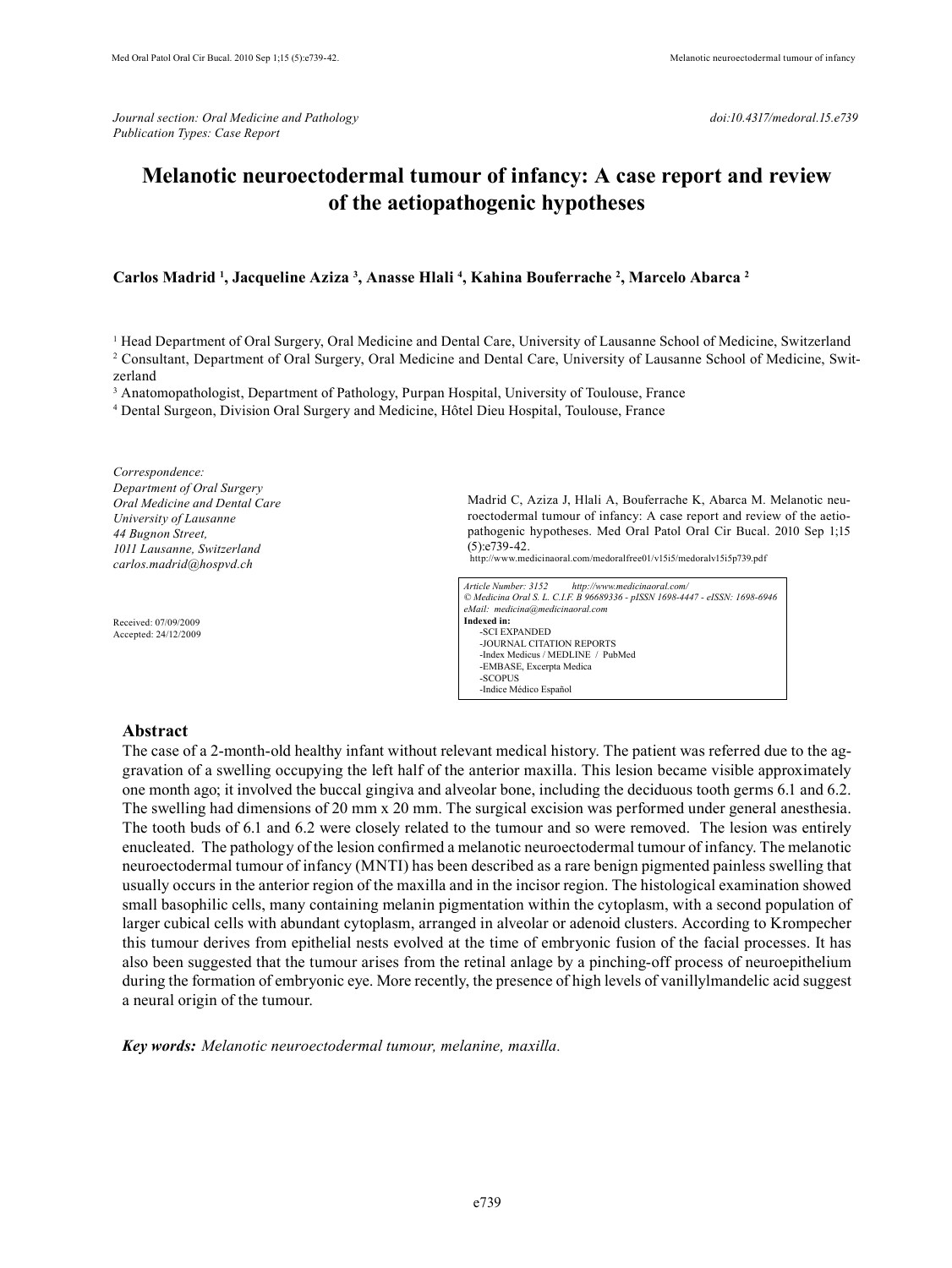*Journal section: Oral Medicine and Pathology*
*Publication Types: Case Report*

*doi:10.4317/medoral.15.e739*

# Melanotic neuroectodermal tumour of infancy: A case report and review of the aetiopathogenic hypotheses

**Carlos Madrid [1], Jacqueline Aziza [3], Anasse Hlali [4], Kahina Bouferrache [2], Marcelo Abarca [2]**

[1] Head Department of Oral Surgery, Oral Medicine and Dental Care, University of Lausanne School of Medicine, Switzerland
[2] Consultant, Department of Oral Surgery, Oral Medicine and Dental Care, University of Lausanne School of Medicine, Switzerland
[3] Anatomopathologist, Department of Pathology, Purpan Hospital, University of Toulouse, France
[4] Dental Surgeon, Division Oral Surgery and Medicine, Hôtel Dieu Hospital, Toulouse, France

*Correspondence:*
*Department of Oral Surgery*
*Oral Medicine and Dental Care*
*University of Lausanne*
*44 Bugnon Street,*
*1011 Lausanne, Switzerland*
*carlos.madrid@hospvd.ch*

Received: 07/09/2009
Accepted: 24/12/2009

Madrid C, Aziza J, Hlali A, Bouferrache K, Abarca M. Melanotic neuroectodermal tumour of infancy: A case report and review of the aetiopathogenic hypotheses. Med Oral Patol Oral Cir Bucal. 2010 Sep 1;15 (5):e739-42.
http://www.medicinaoral.com/medoralfree01/v15i5/medoralv15i5p739.pdf

*Article Number: 3152 http://www.medicinaoral.com/*
*© Medicina Oral S. L. C.I.F. B 96689336 - pISSN 1698-4447 - eISSN: 1698-6946*
*eMail: medicina@medicinaoral.com*
**Indexed in:**
- SCI EXPANDED
- JOURNAL CITATION REPORTS
- Index Medicus / MEDLINE / PubMed
- EMBASE, Excerpta Medica
- SCOPUS
- Indice Médico Español

## Abstract

The case of a 2-month-old healthy infant without relevant medical history. The patient was referred due to the aggravation of a swelling occupying the left half of the anterior maxilla. This lesion became visible approximately one month ago; it involved the buccal gingiva and alveolar bone, including the deciduous tooth germs 6.1 and 6.2. The swelling had dimensions of 20 mm x 20 mm. The surgical excision was performed under general anesthesia. The tooth buds of 6.1 and 6.2 were closely related to the tumour and so were removed. The lesion was entirely enucleated. The pathology of the lesion confirmed a melanotic neuroectodermal tumour of infancy. The melanotic neuroectodermal tumour of infancy (MNTI) has been described as a rare benign pigmented painless swelling that usually occurs in the anterior region of the maxilla and in the incisor region. The histological examination showed small basophilic cells, many containing melanin pigmentation within the cytoplasm, with a second population of larger cubical cells with abundant cytoplasm, arranged in alveolar or adenoid clusters. According to Krompecher this tumour derives from epithelial nests evolved at the time of embryonic fusion of the facial processes. It has also been suggested that the tumour arises from the retinal anlage by a pinching-off process of neuroepithelium during the formation of embryonic eye. More recently, the presence of high levels of vanillylmandelic acid suggest a neural origin of the tumour.

***Key words:*** *Melanotic neuroectodermal tumour, melanine, maxilla.*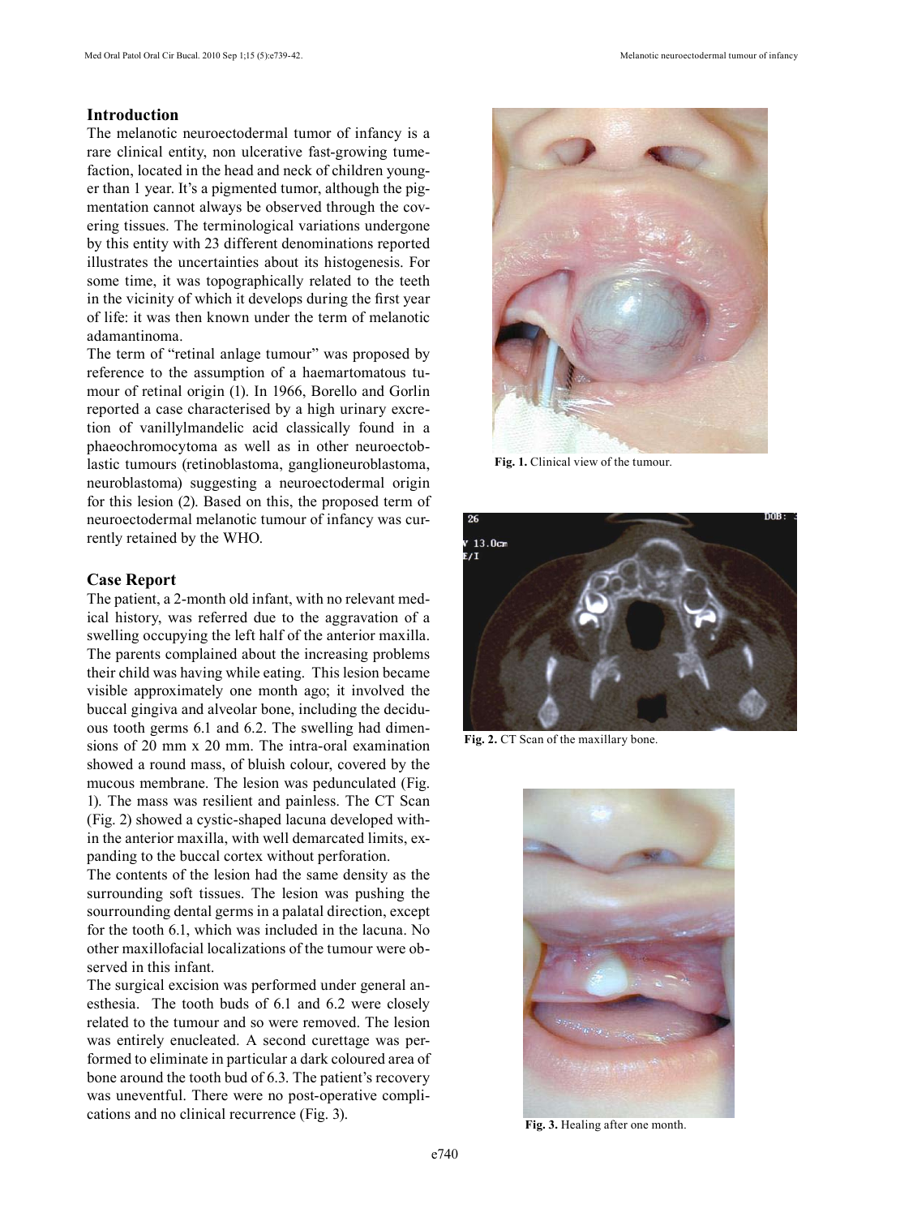## Introduction

The melanotic neuroectodermal tumor of infancy is a rare clinical entity, non ulcerative fast-growing tumefaction, located in the head and neck of children younger than 1 year. It's a pigmented tumor, although the pigmentation cannot always be observed through the covering tissues. The terminological variations undergone by this entity with 23 different denominations reported illustrates the uncertainties about its histogenesis. For some time, it was topographically related to the teeth in the vicinity of which it develops during the first year of life: it was then known under the term of melanotic adamantinoma.

The term of "retinal anlage tumour" was proposed by reference to the assumption of a haematomatous tumour of retinal origin (1). In 1966, Borello and Gorlin reported a case characterised by a high urinary excretion of vanillylmandelic acid classically found in a phaeochromocytoma as well as in other neuroectoblastic tumours (retinoblastoma, ganglioneuroblastoma, neuroblastoma) suggesting a neuroectodermal origin for this lesion (2). Based on this, the proposed term of neuroectodermal melanotic tumour of infancy was currently retained by the WHO.

## Case Report

The patient, a 2-month old infant, with no relevant medical history, was referred due to the aggravation of a swelling occupying the left half of the anterior maxilla. The parents complained about the increasing problems their child was having while eating. This lesion became visible approximately one month ago; it involved the buccal gingiva and alveolar bone, including the deciduous tooth germs 6.1 and 6.2. The swelling had dimensions of 20 mm x 20 mm. The intra-oral examination showed a round mass, of bluish colour, covered by the mucous membrane. The lesion was pedunculated (Fig. 1). The mass was resilient and painless. The CT Scan (Fig. 2) showed a cystic-shaped lacuna developed within the anterior maxilla, with well demarcated limits, expanding to the buccal cortex without perforation.

The contents of the lesion had the same density as the surrounding soft tissues. The lesion was pushing the sourrounding dental germs in a palatal direction, except for the tooth 6.1, which was included in the lacuna. No other maxillofacial localizations of the tumour were observed in this infant.

The surgical excision was performed under general anesthesia. The tooth buds of 6.1 and 6.2 were closely related to the tumour and so were removed. The lesion was entirely enucleated. A second curettage was performed to eliminate in particular a dark coloured area of bone around the tooth bud of 6.3. The patient's recovery was uneventful. There were no post-operative complications and no clinical recurrence (Fig. 3).

**Fig. 1.** Clinical view of the tumour.

**Fig. 2.** CT Scan of the maxillary bone.

**Fig. 3.** Healing after one month.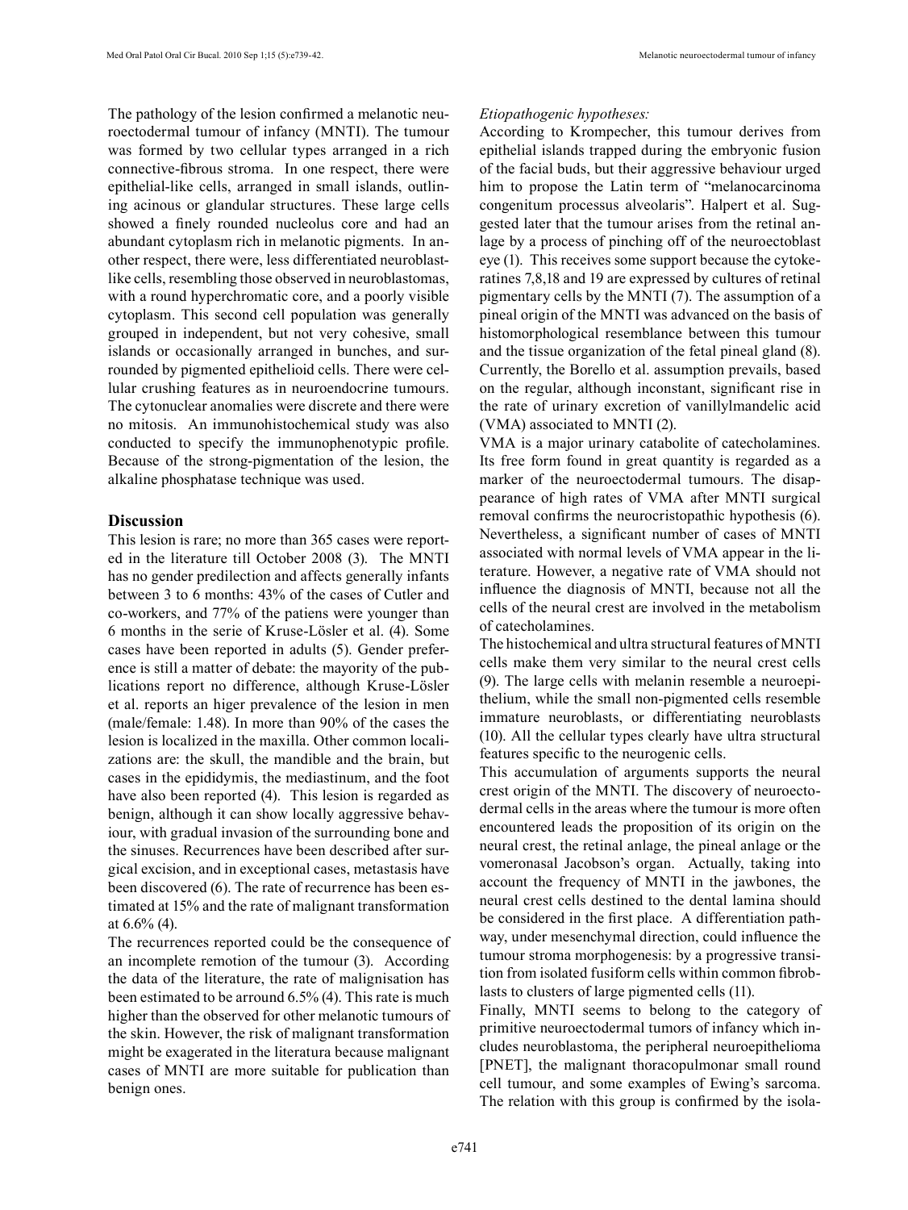The pathology of the lesion confirmed a melanotic neuroectodermal tumour of infancy (MNTI). The tumour was formed by two cellular types arranged in a rich connective-fibrous stroma. In one respect, there were epithelial-like cells, arranged in small islands, outlining acinous or glandular structures. These large cells showed a finely rounded nucleolus core and had an abundant cytoplasm rich in melanotic pigments. In another respect, there were, less differentiated neuroblast-like cells, resembling those observed in neuroblastomas, with a round hyperchromatic core, and a poorly visible cytoplasm. This second cell population was generally grouped in independent, but not very cohesive, small islands or occasionally arranged in bunches, and surrounded by pigmented epithelioid cells. There were cellular crushing features as in neuroendocrine tumours. The cytonuclear anomalies were discrete and there were no mitosis. An immunohistochemical study was also conducted to specify the immunophenotypic profile. Because of the strong-pigmentation of the lesion, the alkaline phosphatase technique was used.

## Discussion

This lesion is rare; no more than 365 cases were reported in the literature till October 2008 (3). The MNTI has no gender predilection and affects generally infants between 3 to 6 months: 43% of the cases of Cutler and co-workers, and 77% of the patiens were younger than 6 months in the serie of Kruse-Lösler et al. (4). Some cases have been reported in adults (5). Gender preference is still a matter of debate: the mayority of the publications report no difference, although Kruse-Lösler et al. reports an higer prevalence of the lesion in men (male/female: 1.48). In more than 90% of the cases the lesion is localized in the maxilla. Other common localizations are: the skull, the mandible and the brain, but cases in the epididymis, the mediastinum, and the foot have also been reported (4). This lesion is regarded as benign, although it can show locally aggressive behaviour, with gradual invasion of the surrounding bone and the sinuses. Recurrences have been described after surgical excision, and in exceptional cases, metastasis have been discovered (6). The rate of recurrence has been estimated at 15% and the rate of malignant transformation at 6.6% (4).

The recurrences reported could be the consequence of an incomplete remotion of the tumour (3). According the data of the literature, the rate of malignisation has been estimated to be arround 6.5% (4). This rate is much higher than the observed for other melanotic tumours of the skin. However, the risk of malignant transformation might be exagerated in the literatura because malignant cases of MNTI are more suitable for publication than benign ones.

*Etiopathogenic hypotheses:*

According to Krompecher, this tumour derives from epithelial islands trapped during the embryonic fusion of the facial buds, but their aggressive behaviour urged him to propose the Latin term of "melanocarcinoma congenitum processus alveolaris". Halpert et al. Suggested later that the tumour arises from the retinal anlage by a process of pinching off of the neuroectoblast eye (1). This receives some support because the cytokeratines 7,8,18 and 19 are expressed by cultures of retinal pigmentary cells by the MNTI (7). The assumption of a pineal origin of the MNTI was advanced on the basis of histomorphological resemblance between this tumour and the tissue organization of the fetal pineal gland (8). Currently, the Borello et al. assumption prevails, based on the regular, although inconstant, significant rise in the rate of urinary excretion of vanillylmandelic acid (VMA) associated to MNTI (2).

VMA is a major urinary catabolite of catecholamines. Its free form found in great quantity is regarded as a marker of the neuroectodermal tumours. The disappearance of high rates of VMA after MNTI surgical removal confirms the neurocristopathic hypothesis (6). Nevertheless, a significant number of cases of MNTI associated with normal levels of VMA appear in the literature. However, a negative rate of VMA should not influence the diagnosis of MNTI, because not all the cells of the neural crest are involved in the metabolism of catecholamines.

The histochemical and ultra structural features of MNTI cells make them very similar to the neural crest cells (9). The large cells with melanin resemble a neuroepithelium, while the small non-pigmented cells resemble immature neuroblasts, or differentiating neuroblasts (10). All the cellular types clearly have ultra structural features specific to the neurogenic cells.

This accumulation of arguments supports the neural crest origin of the MNTI. The discovery of neuroectodermal cells in the areas where the tumour is more often encountered leads the proposition of its origin on the neural crest, the retinal anlage, the pineal anlage or the vomeronasal Jacobson's organ. Actually, taking into account the frequency of MNTI in the jawbones, the neural crest cells destined to the dental lamina should be considered in the first place. A differentiation pathway, under mesenchymal direction, could influence the tumour stroma morphogenesis: by a progressive transition from isolated fusiform cells within common fibroblasts to clusters of large pigmented cells (11).

Finally, MNTI seems to belong to the category of primitive neuroectodermal tumors of infancy which includes neuroblastoma, the peripheral neuroepithelioma [PNET], the malignant thoracopulmonar small round cell tumour, and some examples of Ewing's sarcoma. The relation with this group is confirmed by the isola-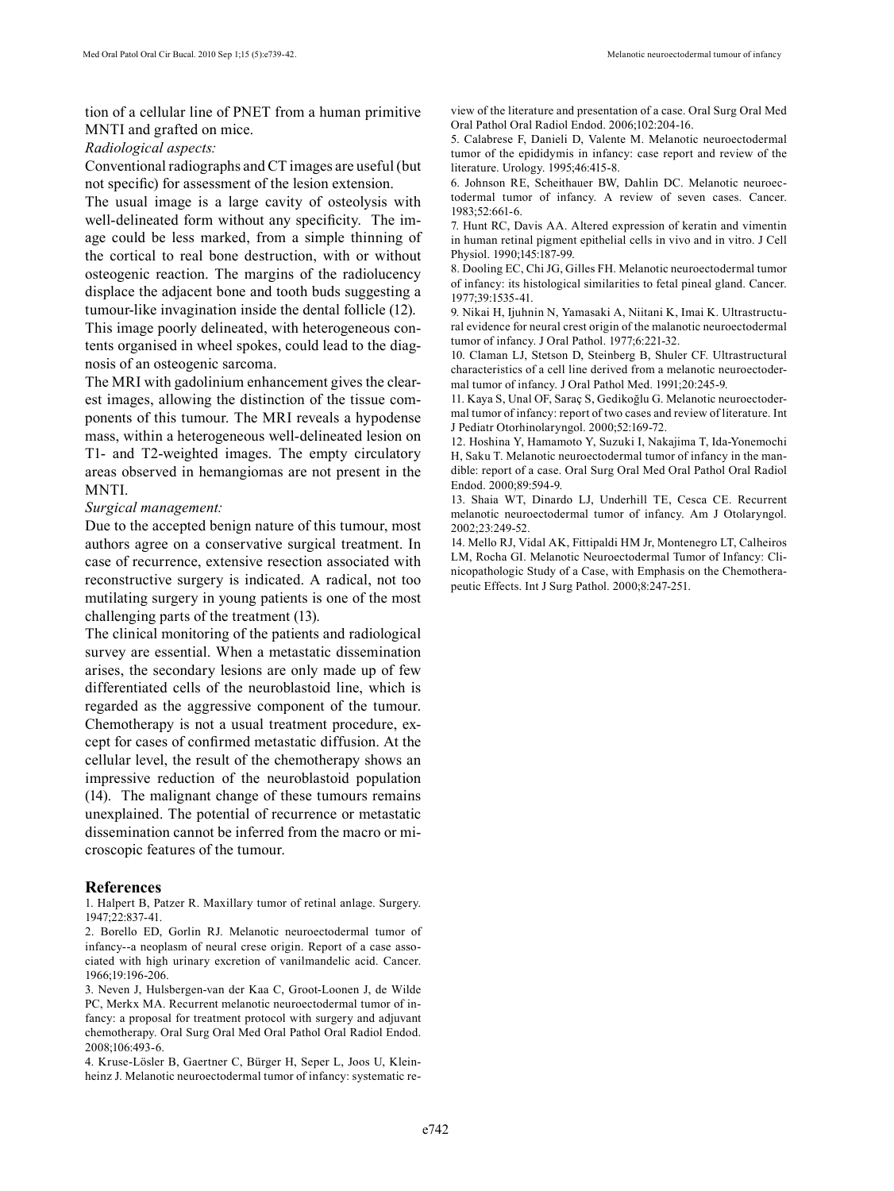tion of a cellular line of PNET from a human primitive MNTI and grafted on mice.

*Radiological aspects:*

Conventional radiographs and CT images are useful (but not specific) for assessment of the lesion extension.

The usual image is a large cavity of osteolysis with well-delineated form without any specificity. The image could be less marked, from a simple thinning of the cortical to real bone destruction, with or without osteogenic reaction. The margins of the radiolucency displace the adjacent bone and tooth buds suggesting a tumour-like invagination inside the dental follicle (12).

This image poorly delineated, with heterogeneous contents organised in wheel spokes, could lead to the diagnosis of an osteogenic sarcoma.

The MRI with gadolinium enhancement gives the clearest images, allowing the distinction of the tissue components of this tumour. The MRI reveals a hypodense mass, within a heterogeneous well-delineated lesion on T1- and T2-weighted images. The empty circulatory areas observed in hemangiomas are not present in the MNTI.

*Surgical management:*

Due to the accepted benign nature of this tumour, most authors agree on a conservative surgical treatment. In case of recurrence, extensive resection associated with reconstructive surgery is indicated. A radical, not too mutilating surgery in young patients is one of the most challenging parts of the treatment (13).

The clinical monitoring of the patients and radiological survey are essential. When a metastatic dissemination arises, the secondary lesions are only made up of few differentiated cells of the neuroblastoid line, which is regarded as the aggressive component of the tumour. Chemotherapy is not a usual treatment procedure, except for cases of confirmed metastatic diffusion. At the cellular level, the result of the chemotherapy shows an impressive reduction of the neuroblastoid population (14). The malignant change of these tumours remains unexplained. The potential of recurrence or metastatic dissemination cannot be inferred from the macro or microscopic features of the tumour.

## References

1. Halpert B, Patzer R. Maxillary tumor of retinal anlage. Surgery. 1947;22:837-41.
2. Borello ED, Gorlin RJ. Melanotic neuroectodermal tumor of infancy--a neoplasm of neural crese origin. Report of a case associated with high urinary excretion of vanilmandelic acid. Cancer. 1966;19:196-206.
3. Neven J, Hulsbergen-van der Kaa C, Groot-Loonen J, de Wilde PC, Merkx MA. Recurrent melanotic neuroectodermal tumor of infancy: a proposal for treatment protocol with surgery and adjuvant chemotherapy. Oral Surg Oral Med Oral Pathol Oral Radiol Endod. 2008;106:493-6.
4. Kruse-Lösler B, Gaertner C, Bürger H, Seper L, Joos U, Kleinheinz J. Melanotic neuroectodermal tumor of infancy: systematic review of the literature and presentation of a case. Oral Surg Oral Med Oral Pathol Oral Radiol Endod. 2006;102:204-16.
5. Calabrese F, Danieli D, Valente M. Melanotic neuroectodermal tumor of the epididymis in infancy: case report and review of the literature. Urology. 1995;46:415-8.
6. Johnson RE, Scheithauer BW, Dahlin DC. Melanotic neuroectodermal tumor of infancy. A review of seven cases. Cancer. 1983;52:661-6.
7. Hunt RC, Davis AA. Altered expression of keratin and vimentin in human retinal pigment epithelial cells in vivo and in vitro. J Cell Physiol. 1990;145:187-99.
8. Dooling EC, Chi JG, Gilles FH. Melanotic neuroectodermal tumor of infancy: its histological similarities to fetal pineal gland. Cancer. 1977;39:1535-41.
9. Nikai H, Ijuhnin N, Yamasaki A, Niitani K, Imai K. Ultrastructural evidence for neural crest origin of the malanotic neuroectodermal tumor of infancy. J Oral Pathol. 1977;6:221-32.
10. Claman LJ, Stetson D, Steinberg B, Shuler CF. Ultrastructural characteristics of a cell line derived from a melanotic neuroectodermal tumor of infancy. J Oral Pathol Med. 1991;20:245-9.
11. Kaya S, Unal OF, Saraç S, Gedikoğlu G. Melanotic neuroectodermal tumor of infancy: report of two cases and review of literature. Int J Pediatr Otorhinolaryngol. 2000;52:169-72.
12. Hoshina Y, Hamamoto Y, Suzuki I, Nakajima T, Ida-Yonemochi H, Saku T. Melanotic neuroectodermal tumor of infancy in the mandible: report of a case. Oral Surg Oral Med Oral Pathol Oral Radiol Endod. 2000;89:594-9.
13. Shaia WT, Dinardo LJ, Underhill TE, Cesca CE. Recurrent melanotic neuroectodermal tumor of infancy. Am J Otolaryngol. 2002;23:249-52.
14. Mello RJ, Vidal AK, Fittipaldi HM Jr, Montenegro LT, Calheiros LM, Rocha GI. Melanotic Neuroectodermal Tumor of Infancy: Clinicopathologic Study of a Case, with Emphasis on the Chemotherapeutic Effects. Int J Surg Pathol. 2000;8:247-251.